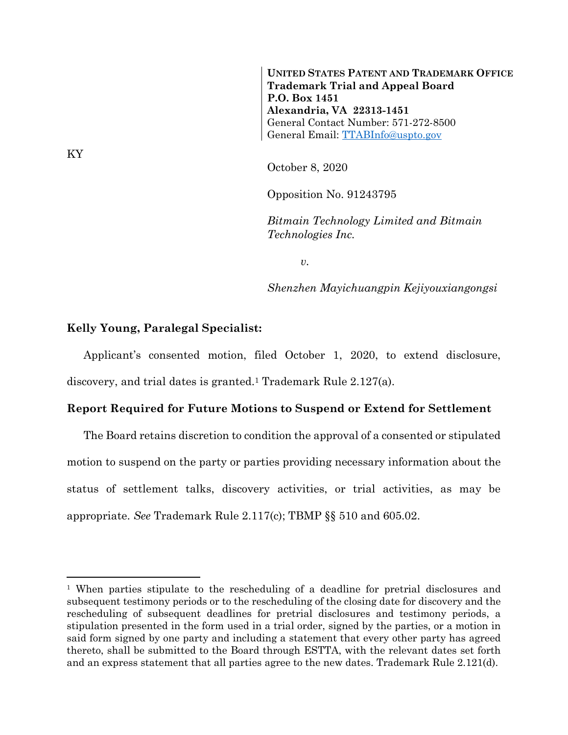**UNITED STATES PATENT AND TRADEMARK OFFICE**
**Trademark Trial and Appeal Board**
**P.O. Box 1451**
**Alexandria, VA 22313-1451**
General Contact Number: 571-272-8500
General Email: TTABInfo@uspto.gov

KY

October 8, 2020

Opposition No. 91243795

*Bitmain Technology Limited and Bitmain Technologies Inc.*

*v.*

*Shenzhen Mayichuangpin Kejiyouxiangongsi*

**Kelly Young, Paralegal Specialist:**

Applicant's consented motion, filed October 1, 2020, to extend disclosure, discovery, and trial dates is granted.[1] Trademark Rule 2.127(a).

**Report Required for Future Motions to Suspend or Extend for Settlement**

The Board retains discretion to condition the approval of a consented or stipulated motion to suspend on the party or parties providing necessary information about the status of settlement talks, discovery activities, or trial activities, as may be appropriate. *See* Trademark Rule 2.117(c); TBMP §§ 510 and 605.02.

---

[1] When parties stipulate to the rescheduling of a deadline for pretrial disclosures and subsequent testimony periods or to the rescheduling of the closing date for discovery and the rescheduling of subsequent deadlines for pretrial disclosures and testimony periods, a stipulation presented in the form used in a trial order, signed by the parties, or a motion in said form signed by one party and including a statement that every other party has agreed thereto, shall be submitted to the Board through ESTTA, with the relevant dates set forth and an express statement that all parties agree to the new dates. Trademark Rule 2.121(d).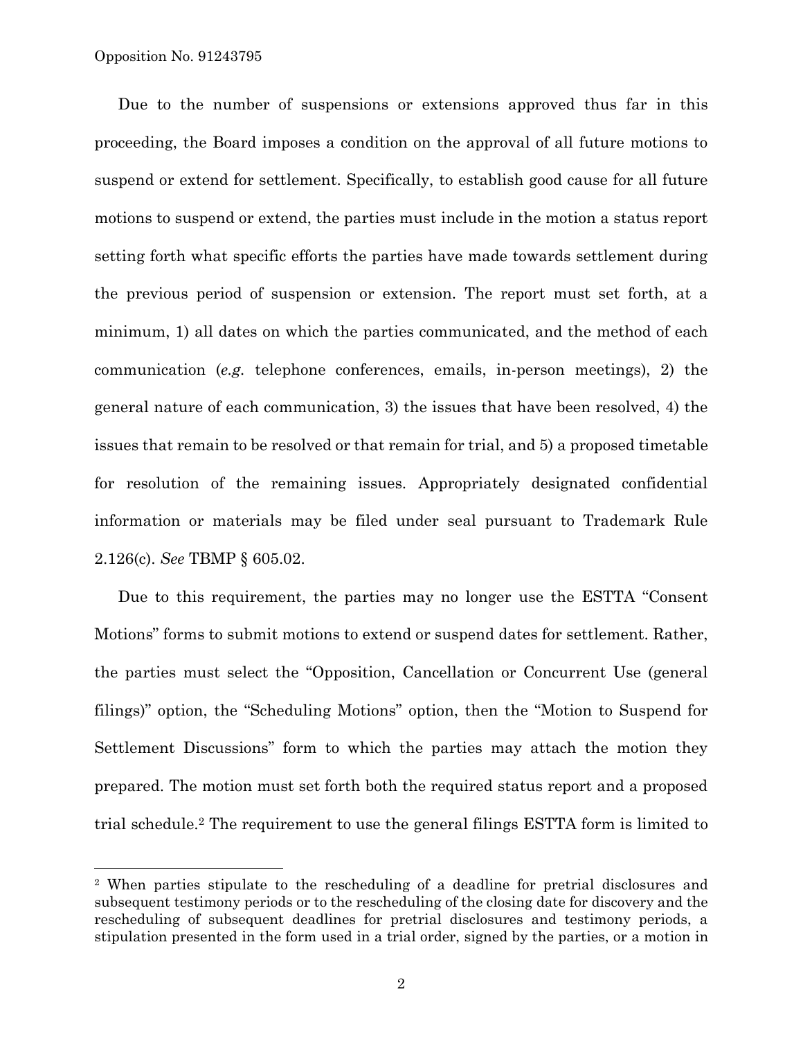Due to the number of suspensions or extensions approved thus far in this proceeding, the Board imposes a condition on the approval of all future motions to suspend or extend for settlement. Specifically, to establish good cause for all future motions to suspend or extend, the parties must include in the motion a status report setting forth what specific efforts the parties have made towards settlement during the previous period of suspension or extension. The report must set forth, at a minimum, 1) all dates on which the parties communicated, and the method of each communication (*e.g.* telephone conferences, emails, in-person meetings), 2) the general nature of each communication, 3) the issues that have been resolved, 4) the issues that remain to be resolved or that remain for trial, and 5) a proposed timetable for resolution of the remaining issues. Appropriately designated confidential information or materials may be filed under seal pursuant to Trademark Rule 2.126(c). *See* TBMP § 605.02.

Due to this requirement, the parties may no longer use the ESTTA "Consent Motions" forms to submit motions to extend or suspend dates for settlement. Rather, the parties must select the "Opposition, Cancellation or Concurrent Use (general filings)" option, the "Scheduling Motions" option, then the "Motion to Suspend for Settlement Discussions" form to which the parties may attach the motion they prepared. The motion must set forth both the required status report and a proposed trial schedule.[2] The requirement to use the general filings ESTTA form is limited to

---

[2] When parties stipulate to the rescheduling of a deadline for pretrial disclosures and subsequent testimony periods or to the rescheduling of the closing date for discovery and the rescheduling of subsequent deadlines for pretrial disclosures and testimony periods, a stipulation presented in the form used in a trial order, signed by the parties, or a motion in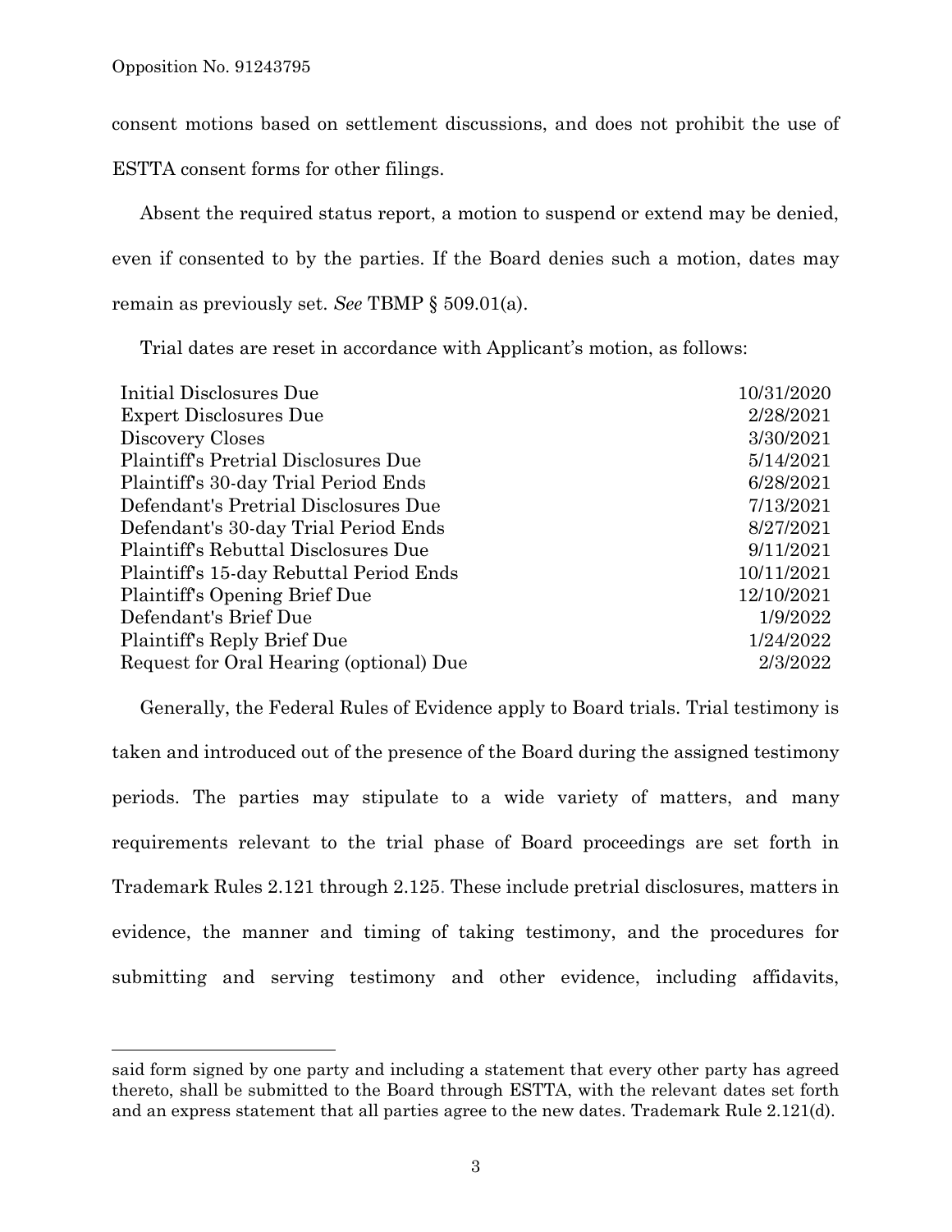consent motions based on settlement discussions, and does not prohibit the use of ESTTA consent forms for other filings.

Absent the required status report, a motion to suspend or extend may be denied, even if consented to by the parties. If the Board denies such a motion, dates may remain as previously set. *See* TBMP § 509.01(a).

Trial dates are reset in accordance with Applicant's motion, as follows:

| | |
|---|---|
| Initial Disclosures Due | 10/31/2020 |
| Expert Disclosures Due | 2/28/2021 |
| Discovery Closes | 3/30/2021 |
| Plaintiff's Pretrial Disclosures Due | 5/14/2021 |
| Plaintiff's 30-day Trial Period Ends | 6/28/2021 |
| Defendant's Pretrial Disclosures Due | 7/13/2021 |
| Defendant's 30-day Trial Period Ends | 8/27/2021 |
| Plaintiff's Rebuttal Disclosures Due | 9/11/2021 |
| Plaintiff's 15-day Rebuttal Period Ends | 10/11/2021 |
| Plaintiff's Opening Brief Due | 12/10/2021 |
| Defendant's Brief Due | 1/9/2022 |
| Plaintiff's Reply Brief Due | 1/24/2022 |
| Request for Oral Hearing (optional) Due | 2/3/2022 |

Generally, the Federal Rules of Evidence apply to Board trials. Trial testimony is taken and introduced out of the presence of the Board during the assigned testimony periods. The parties may stipulate to a wide variety of matters, and many requirements relevant to the trial phase of Board proceedings are set forth in Trademark Rules 2.121 through 2.125. These include pretrial disclosures, matters in evidence, the manner and timing of taking testimony, and the procedures for submitting and serving testimony and other evidence, including affidavits,

---

said form signed by one party and including a statement that every other party has agreed thereto, shall be submitted to the Board through ESTTA, with the relevant dates set forth and an express statement that all parties agree to the new dates. Trademark Rule 2.121(d).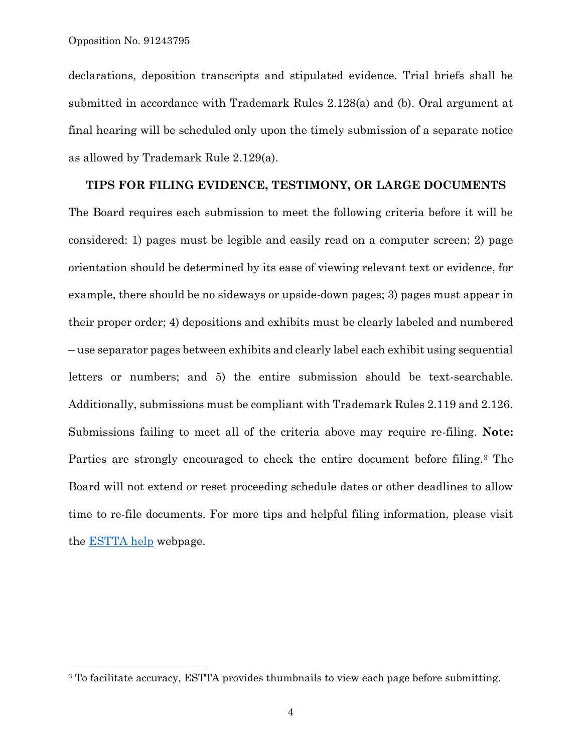declarations, deposition transcripts and stipulated evidence. Trial briefs shall be submitted in accordance with Trademark Rules 2.128(a) and (b). Oral argument at final hearing will be scheduled only upon the timely submission of a separate notice as allowed by Trademark Rule 2.129(a).

**TIPS FOR FILING EVIDENCE, TESTIMONY, OR LARGE DOCUMENTS**

The Board requires each submission to meet the following criteria before it will be considered: 1) pages must be legible and easily read on a computer screen; 2) page orientation should be determined by its ease of viewing relevant text or evidence, for example, there should be no sideways or upside-down pages; 3) pages must appear in their proper order; 4) depositions and exhibits must be clearly labeled and numbered – use separator pages between exhibits and clearly label each exhibit using sequential letters or numbers; and 5) the entire submission should be text-searchable. Additionally, submissions must be compliant with Trademark Rules 2.119 and 2.126. Submissions failing to meet all of the criteria above may require re-filing. **Note:** Parties are strongly encouraged to check the entire document before filing.[3] The Board will not extend or reset proceeding schedule dates or other deadlines to allow time to re-file documents. For more tips and helpful filing information, please visit the [ESTTA help](ESTTA help) webpage.

---

[3] To facilitate accuracy, ESTTA provides thumbnails to view each page before submitting.